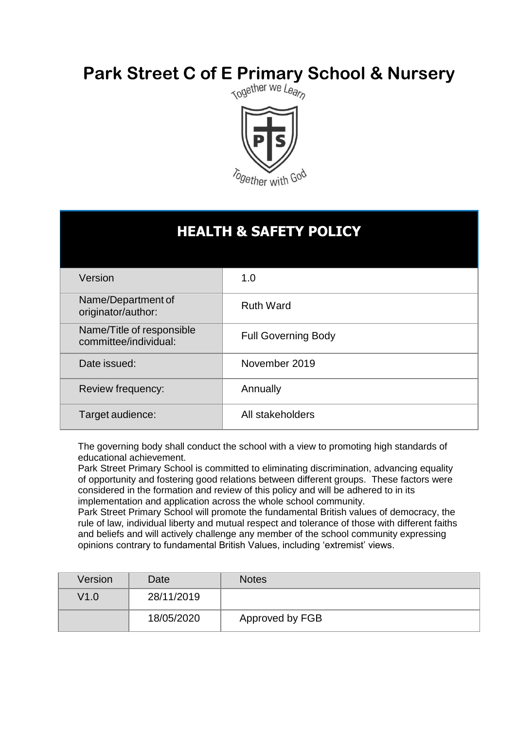# Park Street C of E Primary School & Nursery

Together we Learn

Together with God

## HEALTH & SAFETY POLICY

| | |
|---|---|
| Version | 1.0 |
| Name/Department of originator/author: | Ruth Ward |
| Name/Title of responsible committee/individual: | Full Governing Body |
| Date issued: | November 2019 |
| Review frequency: | Annually |
| Target audience: | All stakeholders |

The governing body shall conduct the school with a view to promoting high standards of educational achievement.

Park Street Primary School is committed to eliminating discrimination, advancing equality of opportunity and fostering good relations between different groups. These factors were considered in the formation and review of this policy and will be adhered to in its implementation and application across the whole school community.

Park Street Primary School will promote the fundamental British values of democracy, the rule of law, individual liberty and mutual respect and tolerance of those with different faiths and beliefs and will actively challenge any member of the school community expressing opinions contrary to fundamental British Values, including 'extremist' views.

| Version | Date | Notes |
|---|---|---|
| V1.0 | 28/11/2019 | |
| | 18/05/2020 | Approved by FGB |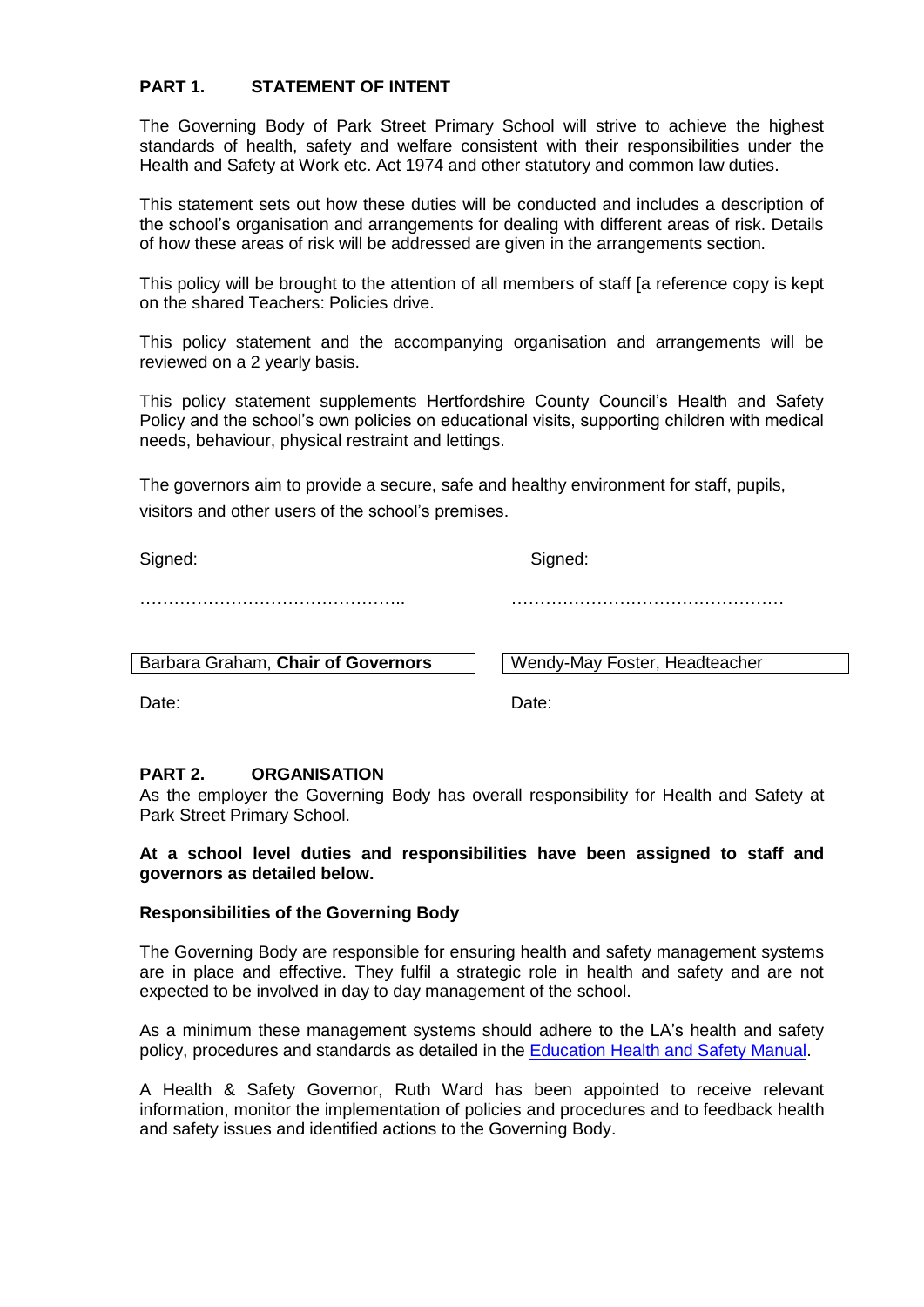## PART 1. STATEMENT OF INTENT

The Governing Body of Park Street Primary School will strive to achieve the highest standards of health, safety and welfare consistent with their responsibilities under the Health and Safety at Work etc. Act 1974 and other statutory and common law duties.

This statement sets out how these duties will be conducted and includes a description of the school's organisation and arrangements for dealing with different areas of risk. Details of how these areas of risk will be addressed are given in the arrangements section.

This policy will be brought to the attention of all members of staff [a reference copy is kept on the shared Teachers: Policies drive.

This policy statement and the accompanying organisation and arrangements will be reviewed on a 2 yearly basis.

This policy statement supplements Hertfordshire County Council's Health and Safety Policy and the school's own policies on educational visits, supporting children with medical needs, behaviour, physical restraint and lettings.

The governors aim to provide a secure, safe and healthy environment for staff, pupils, visitors and other users of the school's premises.

| Signed: | Signed: |
|---|---|
| ……………………………………….. | ………………………………………… |
| Barbara Graham, **Chair of Governors** | Wendy-May Foster, Headteacher |
| Date: | Date: |

## PART 2. ORGANISATION

As the employer the Governing Body has overall responsibility for Health and Safety at Park Street Primary School.

**At a school level duties and responsibilities have been assigned to staff and governors as detailed below.**

### Responsibilities of the Governing Body

The Governing Body are responsible for ensuring health and safety management systems are in place and effective. They fulfil a strategic role in health and safety and are not expected to be involved in day to day management of the school.

As a minimum these management systems should adhere to the LA's health and safety policy, procedures and standards as detailed in the Education Health and Safety Manual.

A Health & Safety Governor, Ruth Ward has been appointed to receive relevant information, monitor the implementation of policies and procedures and to feedback health and safety issues and identified actions to the Governing Body.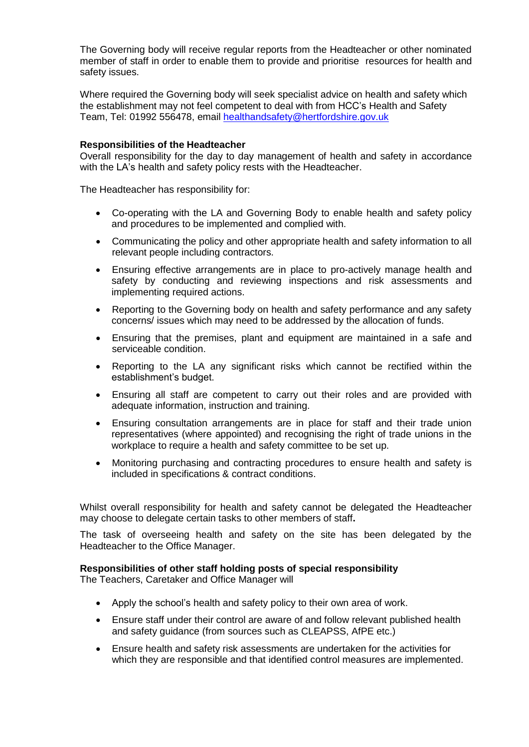The Governing body will receive regular reports from the Headteacher or other nominated member of staff in order to enable them to provide and prioritise resources for health and safety issues.

Where required the Governing body will seek specialist advice on health and safety which the establishment may not feel competent to deal with from HCC's Health and Safety Team, Tel: 01992 556478, email healthandsafety@hertfordshire.gov.uk

**Responsibilities of the Headteacher**

Overall responsibility for the day to day management of health and safety in accordance with the LA's health and safety policy rests with the Headteacher.

The Headteacher has responsibility for:

- Co-operating with the LA and Governing Body to enable health and safety policy and procedures to be implemented and complied with.
- Communicating the policy and other appropriate health and safety information to all relevant people including contractors.
- Ensuring effective arrangements are in place to pro-actively manage health and safety by conducting and reviewing inspections and risk assessments and implementing required actions.
- Reporting to the Governing body on health and safety performance and any safety concerns/ issues which may need to be addressed by the allocation of funds.
- Ensuring that the premises, plant and equipment are maintained in a safe and serviceable condition.
- Reporting to the LA any significant risks which cannot be rectified within the establishment's budget.
- Ensuring all staff are competent to carry out their roles and are provided with adequate information, instruction and training.
- Ensuring consultation arrangements are in place for staff and their trade union representatives (where appointed) and recognising the right of trade unions in the workplace to require a health and safety committee to be set up.
- Monitoring purchasing and contracting procedures to ensure health and safety is included in specifications & contract conditions.

Whilst overall responsibility for health and safety cannot be delegated the Headteacher may choose to delegate certain tasks to other members of staff**.**

The task of overseeing health and safety on the site has been delegated by the Headteacher to the Office Manager.

**Responsibilities of other staff holding posts of special responsibility**

The Teachers, Caretaker and Office Manager will

- Apply the school's health and safety policy to their own area of work.
- Ensure staff under their control are aware of and follow relevant published health and safety guidance (from sources such as CLEAPSS, AfPE etc.)
- Ensure health and safety risk assessments are undertaken for the activities for which they are responsible and that identified control measures are implemented.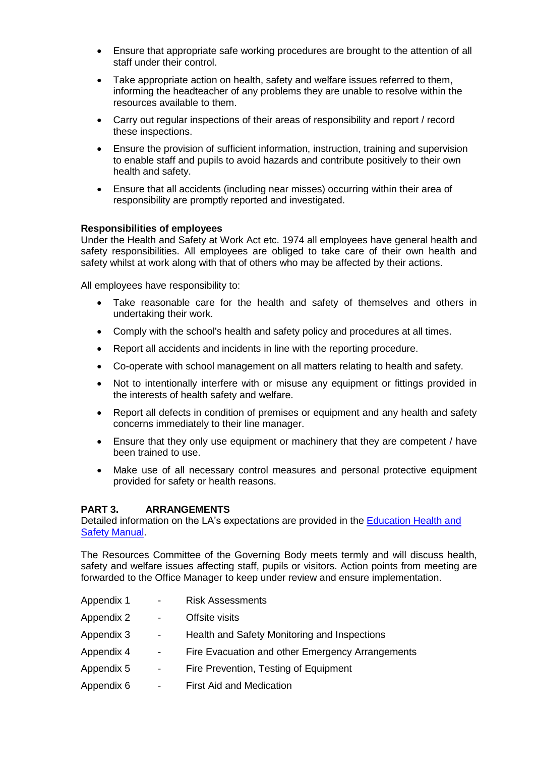- Ensure that appropriate safe working procedures are brought to the attention of all staff under their control.
- Take appropriate action on health, safety and welfare issues referred to them, informing the headteacher of any problems they are unable to resolve within the resources available to them.
- Carry out regular inspections of their areas of responsibility and report / record these inspections.
- Ensure the provision of sufficient information, instruction, training and supervision to enable staff and pupils to avoid hazards and contribute positively to their own health and safety.
- Ensure that all accidents (including near misses) occurring within their area of responsibility are promptly reported and investigated.

**Responsibilities of employees**

Under the Health and Safety at Work Act etc. 1974 all employees have general health and safety responsibilities. All employees are obliged to take care of their own health and safety whilst at work along with that of others who may be affected by their actions.

All employees have responsibility to:

- Take reasonable care for the health and safety of themselves and others in undertaking their work.
- Comply with the school's health and safety policy and procedures at all times.
- Report all accidents and incidents in line with the reporting procedure.
- Co-operate with school management on all matters relating to health and safety.
- Not to intentionally interfere with or misuse any equipment or fittings provided in the interests of health safety and welfare.
- Report all defects in condition of premises or equipment and any health and safety concerns immediately to their line manager.
- Ensure that they only use equipment or machinery that they are competent / have been trained to use.
- Make use of all necessary control measures and personal protective equipment provided for safety or health reasons.

## PART 3. ARRANGEMENTS

Detailed information on the LA's expectations are provided in the Education Health and Safety Manual.

The Resources Committee of the Governing Body meets termly and will discuss health, safety and welfare issues affecting staff, pupils or visitors. Action points from meeting are forwarded to the Office Manager to keep under review and ensure implementation.

| | | |
|---|---|---|
| Appendix 1 | - | Risk Assessments |
| Appendix 2 | - | Offsite visits |
| Appendix 3 | - | Health and Safety Monitoring and Inspections |
| Appendix 4 | - | Fire Evacuation and other Emergency Arrangements |
| Appendix 5 | - | Fire Prevention, Testing of Equipment |
| Appendix 6 | - | First Aid and Medication |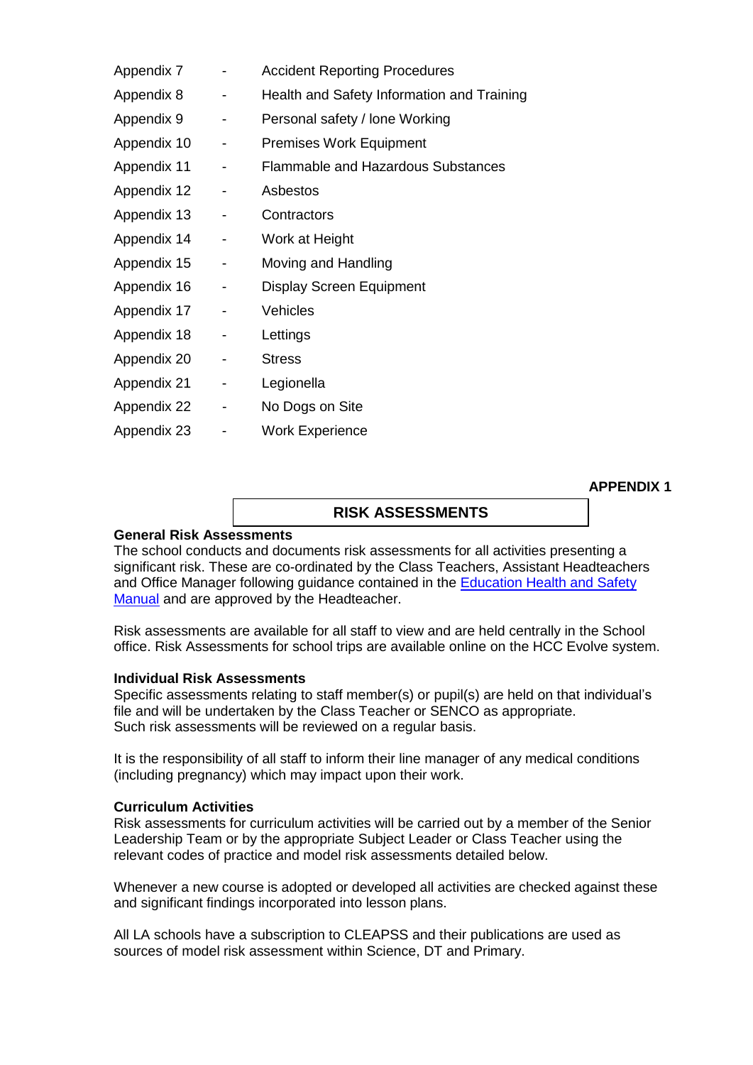Appendix 7 - Accident Reporting Procedures
Appendix 8 - Health and Safety Information and Training
Appendix 9 - Personal safety / lone Working
Appendix 10 - Premises Work Equipment
Appendix 11 - Flammable and Hazardous Substances
Appendix 12 - Asbestos
Appendix 13 - Contractors
Appendix 14 - Work at Height
Appendix 15 - Moving and Handling
Appendix 16 - Display Screen Equipment
Appendix 17 - Vehicles
Appendix 18 - Lettings
Appendix 20 - Stress
Appendix 21 - Legionella
Appendix 22 - No Dogs on Site
Appendix 23 - Work Experience

**APPENDIX 1**

## RISK ASSESSMENTS

**General Risk Assessments**

The school conducts and documents risk assessments for all activities presenting a significant risk. These are co-ordinated by the Class Teachers, Assistant Headteachers and Office Manager following guidance contained in the Education Health and Safety Manual and are approved by the Headteacher.

Risk assessments are available for all staff to view and are held centrally in the School office. Risk Assessments for school trips are available online on the HCC Evolve system.

**Individual Risk Assessments**

Specific assessments relating to staff member(s) or pupil(s) are held on that individual's file and will be undertaken by the Class Teacher or SENCO as appropriate.
Such risk assessments will be reviewed on a regular basis.

It is the responsibility of all staff to inform their line manager of any medical conditions (including pregnancy) which may impact upon their work.

**Curriculum Activities**

Risk assessments for curriculum activities will be carried out by a member of the Senior Leadership Team or by the appropriate Subject Leader or Class Teacher using the relevant codes of practice and model risk assessments detailed below.

Whenever a new course is adopted or developed all activities are checked against these and significant findings incorporated into lesson plans.

All LA schools have a subscription to CLEAPSS and their publications are used as sources of model risk assessment within Science, DT and Primary.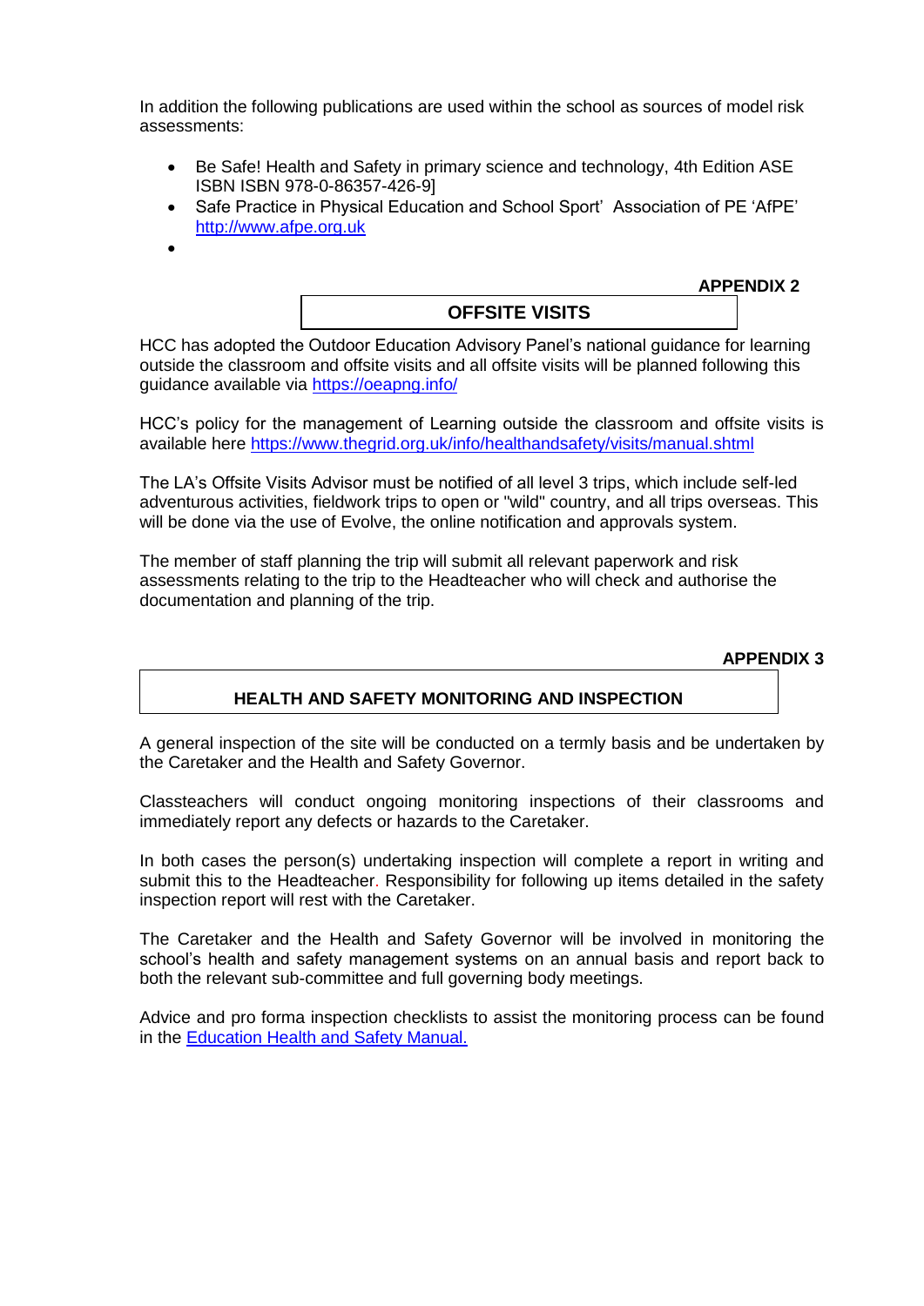In addition the following publications are used within the school as sources of model risk assessments:

- Be Safe! Health and Safety in primary science and technology, 4th Edition ASE ISBN ISBN 978-0-86357-426-9]
- Safe Practice in Physical Education and School Sport' Association of PE 'AfPE' [http://www.afpe.org.uk](http://www.afpe.org.uk)
-

**APPENDIX 2**

## OFFSITE VISITS

HCC has adopted the Outdoor Education Advisory Panel's national guidance for learning outside the classroom and offsite visits and all offsite visits will be planned following this guidance available via [https://oeapng.info/](https://oeapng.info/)

HCC's policy for the management of Learning outside the classroom and offsite visits is available here [https://www.thegrid.org.uk/info/healthandsafety/visits/manual.shtml](https://www.thegrid.org.uk/info/healthandsafety/visits/manual.shtml)

The LA's Offsite Visits Advisor must be notified of all level 3 trips, which include self-led adventurous activities, fieldwork trips to open or "wild" country, and all trips overseas. This will be done via the use of Evolve, the online notification and approvals system.

The member of staff planning the trip will submit all relevant paperwork and risk assessments relating to the trip to the Headteacher who will check and authorise the documentation and planning of the trip.

**APPENDIX 3**

## HEALTH AND SAFETY MONITORING AND INSPECTION

A general inspection of the site will be conducted on a termly basis and be undertaken by the Caretaker and the Health and Safety Governor.

Classteachers will conduct ongoing monitoring inspections of their classrooms and immediately report any defects or hazards to the Caretaker.

In both cases the person(s) undertaking inspection will complete a report in writing and submit this to the Headteacher. Responsibility for following up items detailed in the safety inspection report will rest with the Caretaker.

The Caretaker and the Health and Safety Governor will be involved in monitoring the school's health and safety management systems on an annual basis and report back to both the relevant sub-committee and full governing body meetings.

Advice and pro forma inspection checklists to assist the monitoring process can be found in the Education Health and Safety Manual.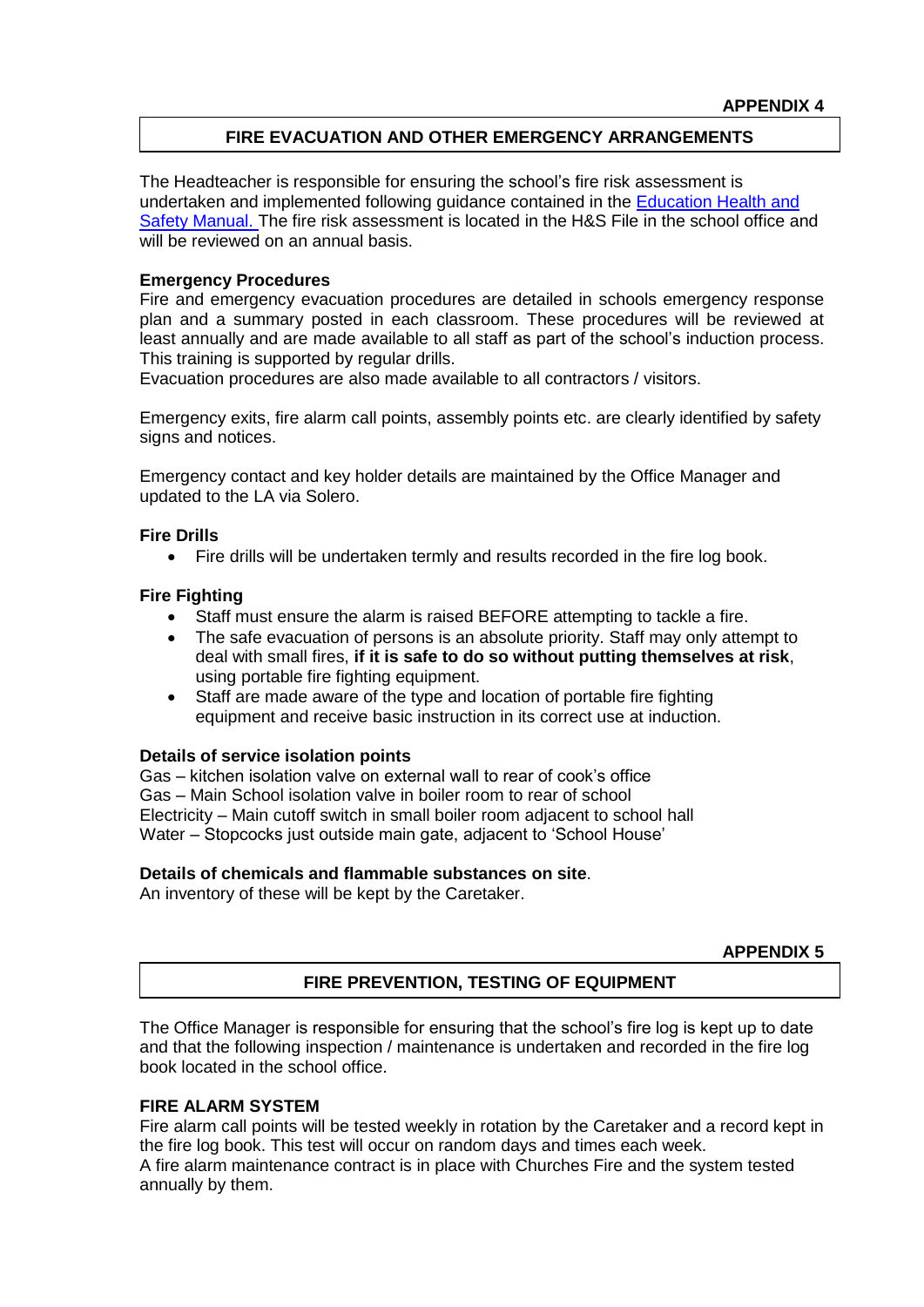**APPENDIX 4**

## FIRE EVACUATION AND OTHER EMERGENCY ARRANGEMENTS

The Headteacher is responsible for ensuring the school's fire risk assessment is undertaken and implemented following guidance contained in the [Education Health and Safety Manual.](#) The fire risk assessment is located in the H&S File in the school office and will be reviewed on an annual basis.

**Emergency Procedures**

Fire and emergency evacuation procedures are detailed in schools emergency response plan and a summary posted in each classroom. These procedures will be reviewed at least annually and are made available to all staff as part of the school's induction process. This training is supported by regular drills.

Evacuation procedures are also made available to all contractors / visitors.

Emergency exits, fire alarm call points, assembly points etc. are clearly identified by safety signs and notices.

Emergency contact and key holder details are maintained by the Office Manager and updated to the LA via Solero.

**Fire Drills**

- Fire drills will be undertaken termly and results recorded in the fire log book.

**Fire Fighting**

- Staff must ensure the alarm is raised BEFORE attempting to tackle a fire.
- The safe evacuation of persons is an absolute priority. Staff may only attempt to deal with small fires, **if it is safe to do so without putting themselves at risk**, using portable fire fighting equipment.
- Staff are made aware of the type and location of portable fire fighting equipment and receive basic instruction in its correct use at induction.

**Details of service isolation points**

Gas – kitchen isolation valve on external wall to rear of cook's office
Gas – Main School isolation valve in boiler room to rear of school
Electricity – Main cutoff switch in small boiler room adjacent to school hall
Water – Stopcocks just outside main gate, adjacent to 'School House'

**Details of chemicals and flammable substances on site**.

An inventory of these will be kept by the Caretaker.

**APPENDIX 5**

## FIRE PREVENTION, TESTING OF EQUIPMENT

The Office Manager is responsible for ensuring that the school's fire log is kept up to date and that the following inspection / maintenance is undertaken and recorded in the fire log book located in the school office.

**FIRE ALARM SYSTEM**

Fire alarm call points will be tested weekly in rotation by the Caretaker and a record kept in the fire log book. This test will occur on random days and times each week.

A fire alarm maintenance contract is in place with Churches Fire and the system tested annually by them.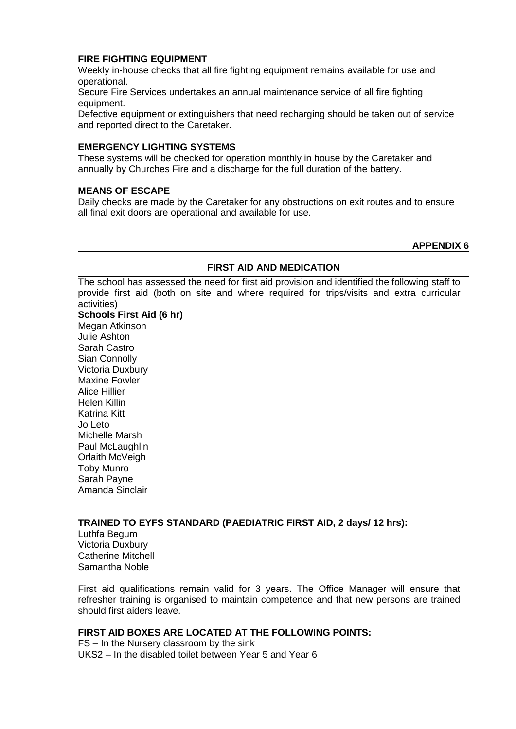**FIRE FIGHTING EQUIPMENT**

Weekly in-house checks that all fire fighting equipment remains available for use and operational.

Secure Fire Services undertakes an annual maintenance service of all fire fighting equipment.

Defective equipment or extinguishers that need recharging should be taken out of service and reported direct to the Caretaker.

**EMERGENCY LIGHTING SYSTEMS**

These systems will be checked for operation monthly in house by the Caretaker and annually by Churches Fire and a discharge for the full duration of the battery.

**MEANS OF ESCAPE**

Daily checks are made by the Caretaker for any obstructions on exit routes and to ensure all final exit doors are operational and available for use.

**APPENDIX 6**

## FIRST AID AND MEDICATION

The school has assessed the need for first aid provision and identified the following staff to provide first aid (both on site and where required for trips/visits and extra curricular activities)

**Schools First Aid (6 hr)**

Megan Atkinson
Julie Ashton
Sarah Castro
Sian Connolly
Victoria Duxbury
Maxine Fowler
Alice Hillier
Helen Killin
Katrina Kitt
Jo Leto
Michelle Marsh
Paul McLaughlin
Orlaith McVeigh
Toby Munro
Sarah Payne
Amanda Sinclair

**TRAINED TO EYFS STANDARD (PAEDIATRIC FIRST AID, 2 days/ 12 hrs):**

Luthfa Begum
Victoria Duxbury
Catherine Mitchell
Samantha Noble

First aid qualifications remain valid for 3 years. The Office Manager will ensure that refresher training is organised to maintain competence and that new persons are trained should first aiders leave.

**FIRST AID BOXES ARE LOCATED AT THE FOLLOWING POINTS:**

FS – In the Nursery classroom by the sink
UKS2 – In the disabled toilet between Year 5 and Year 6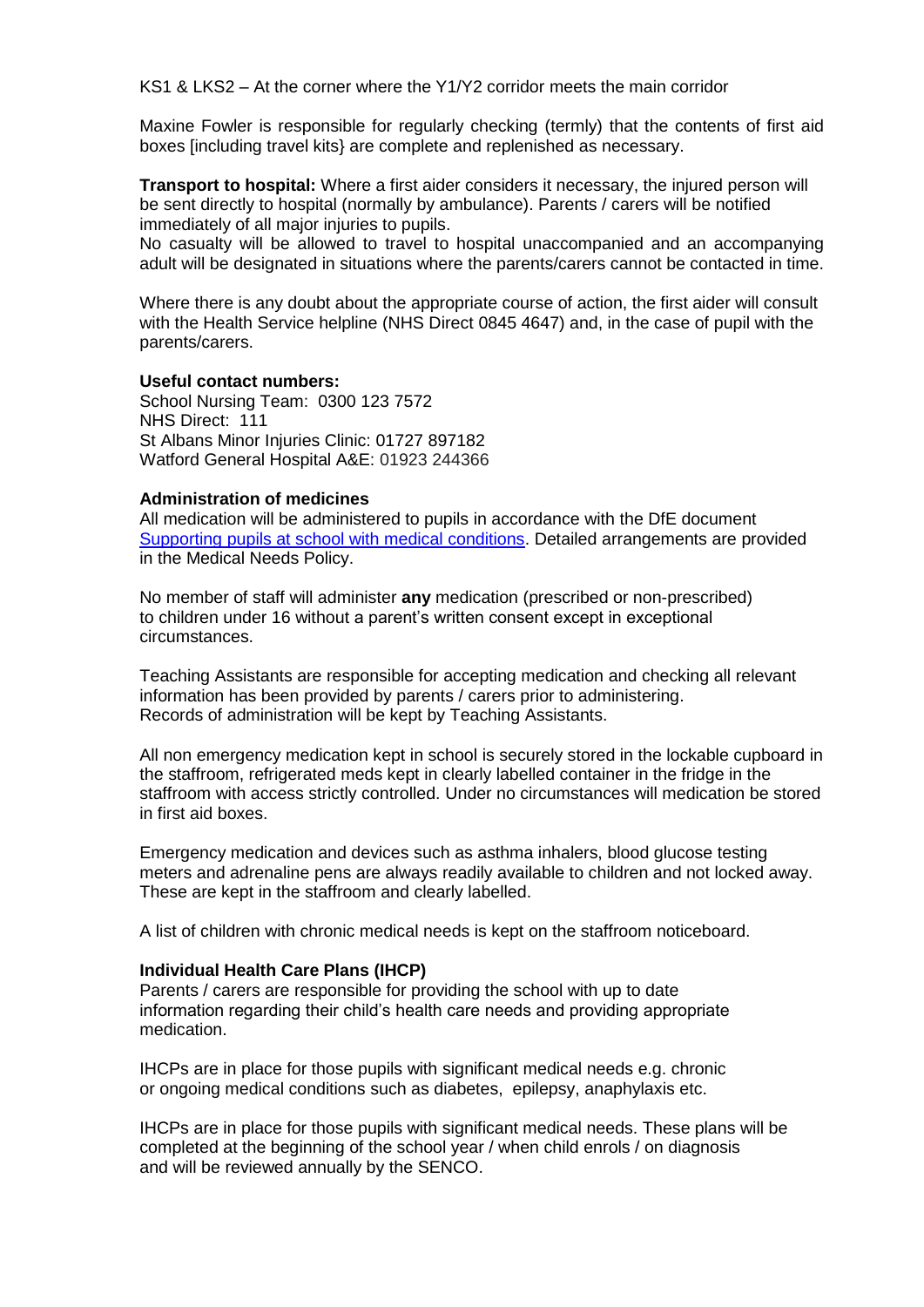KS1 & LKS2 – At the corner where the Y1/Y2 corridor meets the main corridor

Maxine Fowler is responsible for regularly checking (termly) that the contents of first aid boxes [including travel kits} are complete and replenished as necessary.

**Transport to hospital:** Where a first aider considers it necessary, the injured person will be sent directly to hospital (normally by ambulance). Parents / carers will be notified immediately of all major injuries to pupils.
No casualty will be allowed to travel to hospital unaccompanied and an accompanying adult will be designated in situations where the parents/carers cannot be contacted in time.

Where there is any doubt about the appropriate course of action, the first aider will consult with the Health Service helpline (NHS Direct 0845 4647) and, in the case of pupil with the parents/carers.

**Useful contact numbers:**
School Nursing Team: 0300 123 7572
NHS Direct: 111
St Albans Minor Injuries Clinic: 01727 897182
Watford General Hospital A&E: 01923 244366

**Administration of medicines**
All medication will be administered to pupils in accordance with the DfE document [Supporting pupils at school with medical conditions](). Detailed arrangements are provided in the Medical Needs Policy.

No member of staff will administer **any** medication (prescribed or non-prescribed) to children under 16 without a parent's written consent except in exceptional circumstances.

Teaching Assistants are responsible for accepting medication and checking all relevant information has been provided by parents / carers prior to administering.
Records of administration will be kept by Teaching Assistants.

All non emergency medication kept in school is securely stored in the lockable cupboard in the staffroom, refrigerated meds kept in clearly labelled container in the fridge in the staffroom with access strictly controlled. Under no circumstances will medication be stored in first aid boxes.

Emergency medication and devices such as asthma inhalers, blood glucose testing meters and adrenaline pens are always readily available to children and not locked away. These are kept in the staffroom and clearly labelled.

A list of children with chronic medical needs is kept on the staffroom noticeboard.

**Individual Health Care Plans (IHCP)**
Parents / carers are responsible for providing the school with up to date information regarding their child's health care needs and providing appropriate medication.

IHCPs are in place for those pupils with significant medical needs e.g. chronic or ongoing medical conditions such as diabetes, epilepsy, anaphylaxis etc.

IHCPs are in place for those pupils with significant medical needs. These plans will be completed at the beginning of the school year / when child enrols / on diagnosis and will be reviewed annually by the SENCO.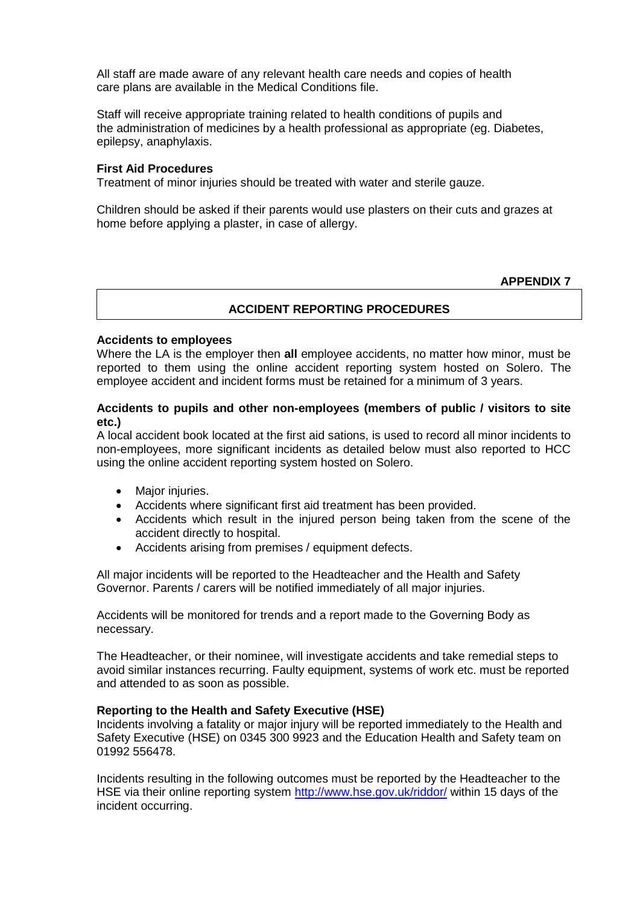All staff are made aware of any relevant health care needs and copies of health care plans are available in the Medical Conditions file.

Staff will receive appropriate training related to health conditions of pupils and the administration of medicines by a health professional as appropriate (eg. Diabetes, epilepsy, anaphylaxis.

**First Aid Procedures**
Treatment of minor injuries should be treated with water and sterile gauze.

Children should be asked if their parents would use plasters on their cuts and grazes at home before applying a plaster, in case of allergy.

**APPENDIX 7**

## ACCIDENT REPORTING PROCEDURES

**Accidents to employees**
Where the LA is the employer then **all** employee accidents, no matter how minor, must be reported to them using the online accident reporting system hosted on Solero. The employee accident and incident forms must be retained for a minimum of 3 years.

**Accidents to pupils and other non-employees (members of public / visitors to site etc.)**
A local accident book located at the first aid sations, is used to record all minor incidents to non-employees, more significant incidents as detailed below must also reported to HCC using the online accident reporting system hosted on Solero.

- Major injuries.
- Accidents where significant first aid treatment has been provided.
- Accidents which result in the injured person being taken from the scene of the accident directly to hospital.
- Accidents arising from premises / equipment defects.

All major incidents will be reported to the Headteacher and the Health and Safety Governor. Parents / carers will be notified immediately of all major injuries.

Accidents will be monitored for trends and a report made to the Governing Body as necessary.

The Headteacher, or their nominee, will investigate accidents and take remedial steps to avoid similar instances recurring. Faulty equipment, systems of work etc. must be reported and attended to as soon as possible.

**Reporting to the Health and Safety Executive (HSE)**
Incidents involving a fatality or major injury will be reported immediately to the Health and Safety Executive (HSE) on 0345 300 9923 and the Education Health and Safety team on 01992 556478.

Incidents resulting in the following outcomes must be reported by the Headteacher to the HSE via their online reporting system http://www.hse.gov.uk/riddor/ within 15 days of the incident occurring.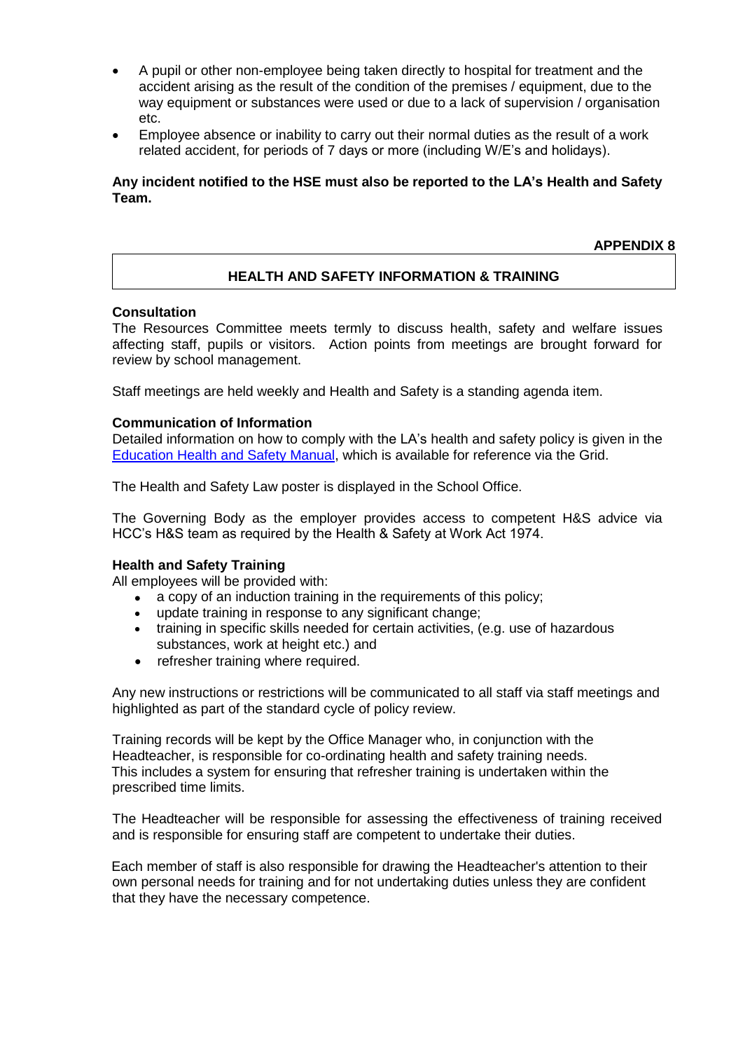- A pupil or other non-employee being taken directly to hospital for treatment and the accident arising as the result of the condition of the premises / equipment, due to the way equipment or substances were used or due to a lack of supervision / organisation etc.
- Employee absence or inability to carry out their normal duties as the result of a work related accident, for periods of 7 days or more (including W/E's and holidays).

**Any incident notified to the HSE must also be reported to the LA's Health and Safety Team.**

**APPENDIX 8**

## HEALTH AND SAFETY INFORMATION & TRAINING

**Consultation**

The Resources Committee meets termly to discuss health, safety and welfare issues affecting staff, pupils or visitors. Action points from meetings are brought forward for review by school management.

Staff meetings are held weekly and Health and Safety is a standing agenda item.

**Communication of Information**

Detailed information on how to comply with the LA's health and safety policy is given in the Education Health and Safety Manual, which is available for reference via the Grid.

The Health and Safety Law poster is displayed in the School Office.

The Governing Body as the employer provides access to competent H&S advice via HCC's H&S team as required by the Health & Safety at Work Act 1974.

**Health and Safety Training**

All employees will be provided with:

- a copy of an induction training in the requirements of this policy;
- update training in response to any significant change;
- training in specific skills needed for certain activities, (e.g. use of hazardous substances, work at height etc.) and
- refresher training where required.

Any new instructions or restrictions will be communicated to all staff via staff meetings and highlighted as part of the standard cycle of policy review.

Training records will be kept by the Office Manager who, in conjunction with the Headteacher, is responsible for co-ordinating health and safety training needs. This includes a system for ensuring that refresher training is undertaken within the prescribed time limits.

The Headteacher will be responsible for assessing the effectiveness of training received and is responsible for ensuring staff are competent to undertake their duties.

Each member of staff is also responsible for drawing the Headteacher's attention to their own personal needs for training and for not undertaking duties unless they are confident that they have the necessary competence.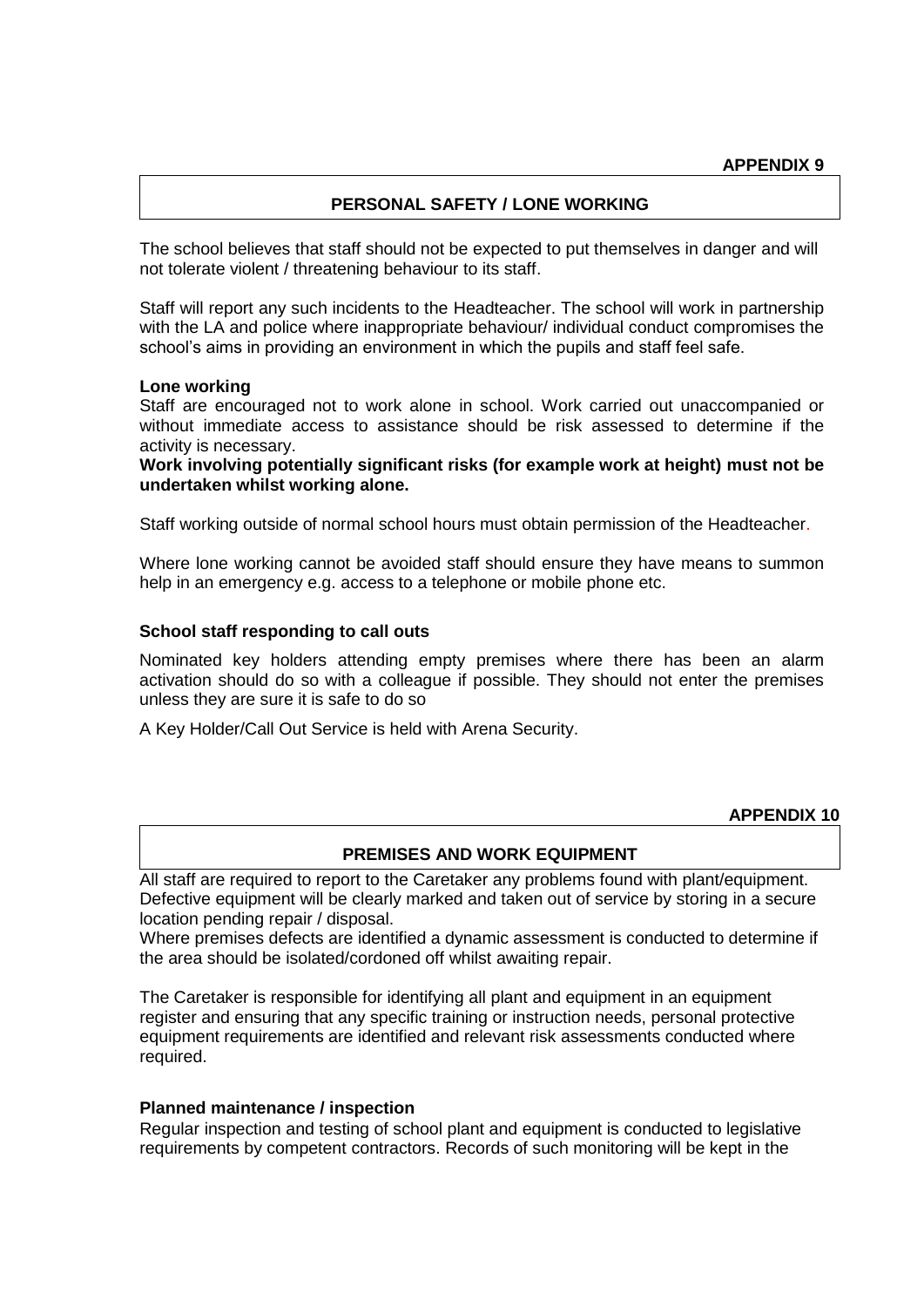**APPENDIX 9**

## PERSONAL SAFETY / LONE WORKING

The school believes that staff should not be expected to put themselves in danger and will not tolerate violent / threatening behaviour to its staff.

Staff will report any such incidents to the Headteacher. The school will work in partnership with the LA and police where inappropriate behaviour/ individual conduct compromises the school's aims in providing an environment in which the pupils and staff feel safe.

### Lone working

Staff are encouraged not to work alone in school. Work carried out unaccompanied or without immediate access to assistance should be risk assessed to determine if the activity is necessary.

**Work involving potentially significant risks (for example work at height) must not be undertaken whilst working alone.**

Staff working outside of normal school hours must obtain permission of the Headteacher.

Where lone working cannot be avoided staff should ensure they have means to summon help in an emergency e.g. access to a telephone or mobile phone etc.

### School staff responding to call outs

Nominated key holders attending empty premises where there has been an alarm activation should do so with a colleague if possible. They should not enter the premises unless they are sure it is safe to do so

A Key Holder/Call Out Service is held with Arena Security.

**APPENDIX 10**

## PREMISES AND WORK EQUIPMENT

All staff are required to report to the Caretaker any problems found with plant/equipment. Defective equipment will be clearly marked and taken out of service by storing in a secure location pending repair / disposal.

Where premises defects are identified a dynamic assessment is conducted to determine if the area should be isolated/cordoned off whilst awaiting repair.

The Caretaker is responsible for identifying all plant and equipment in an equipment register and ensuring that any specific training or instruction needs, personal protective equipment requirements are identified and relevant risk assessments conducted where required.

### Planned maintenance / inspection

Regular inspection and testing of school plant and equipment is conducted to legislative requirements by competent contractors. Records of such monitoring will be kept in the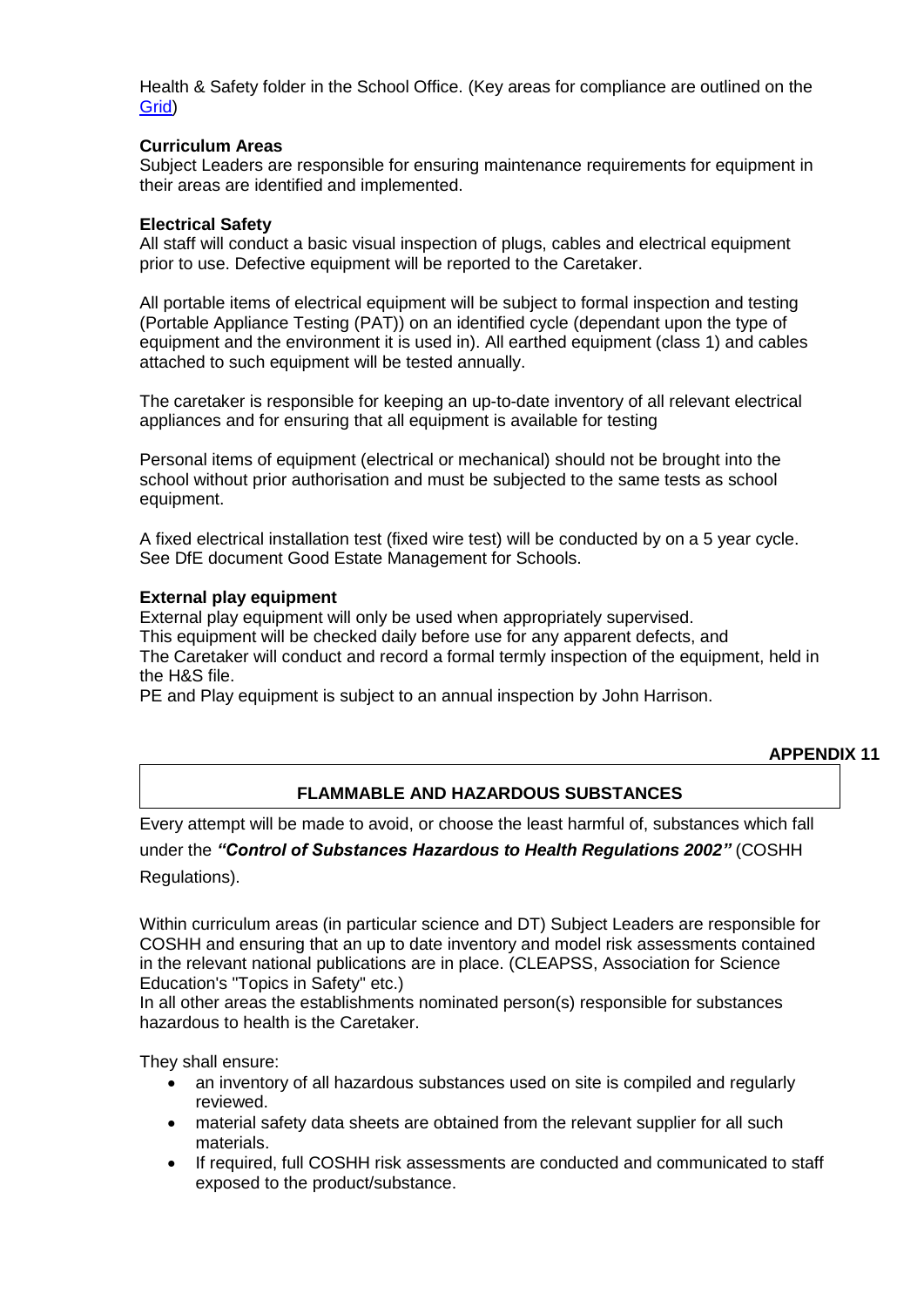Health & Safety folder in the School Office. (Key areas for compliance are outlined on the Grid)

**Curriculum Areas**
Subject Leaders are responsible for ensuring maintenance requirements for equipment in their areas are identified and implemented.

**Electrical Safety**
All staff will conduct a basic visual inspection of plugs, cables and electrical equipment prior to use. Defective equipment will be reported to the Caretaker.

All portable items of electrical equipment will be subject to formal inspection and testing (Portable Appliance Testing (PAT)) on an identified cycle (dependant upon the type of equipment and the environment it is used in). All earthed equipment (class 1) and cables attached to such equipment will be tested annually.

The caretaker is responsible for keeping an up-to-date inventory of all relevant electrical appliances and for ensuring that all equipment is available for testing

Personal items of equipment (electrical or mechanical) should not be brought into the school without prior authorisation and must be subjected to the same tests as school equipment.

A fixed electrical installation test (fixed wire test) will be conducted by on a 5 year cycle. See DfE document Good Estate Management for Schools.

**External play equipment**
External play equipment will only be used when appropriately supervised.
This equipment will be checked daily before use for any apparent defects, and
The Caretaker will conduct and record a formal termly inspection of the equipment, held in the H&S file.
PE and Play equipment is subject to an annual inspection by John Harrison.

**APPENDIX 11**

## FLAMMABLE AND HAZARDOUS SUBSTANCES

Every attempt will be made to avoid, or choose the least harmful of, substances which fall under the ***"Control of Substances Hazardous to Health Regulations 2002"*** (COSHH Regulations).

Within curriculum areas (in particular science and DT) Subject Leaders are responsible for COSHH and ensuring that an up to date inventory and model risk assessments contained in the relevant national publications are in place. (CLEAPSS, Association for Science Education's "Topics in Safety" etc.)
In all other areas the establishments nominated person(s) responsible for substances hazardous to health is the Caretaker.

They shall ensure:

- an inventory of all hazardous substances used on site is compiled and regularly reviewed.
- material safety data sheets are obtained from the relevant supplier for all such materials.
- If required, full COSHH risk assessments are conducted and communicated to staff exposed to the product/substance.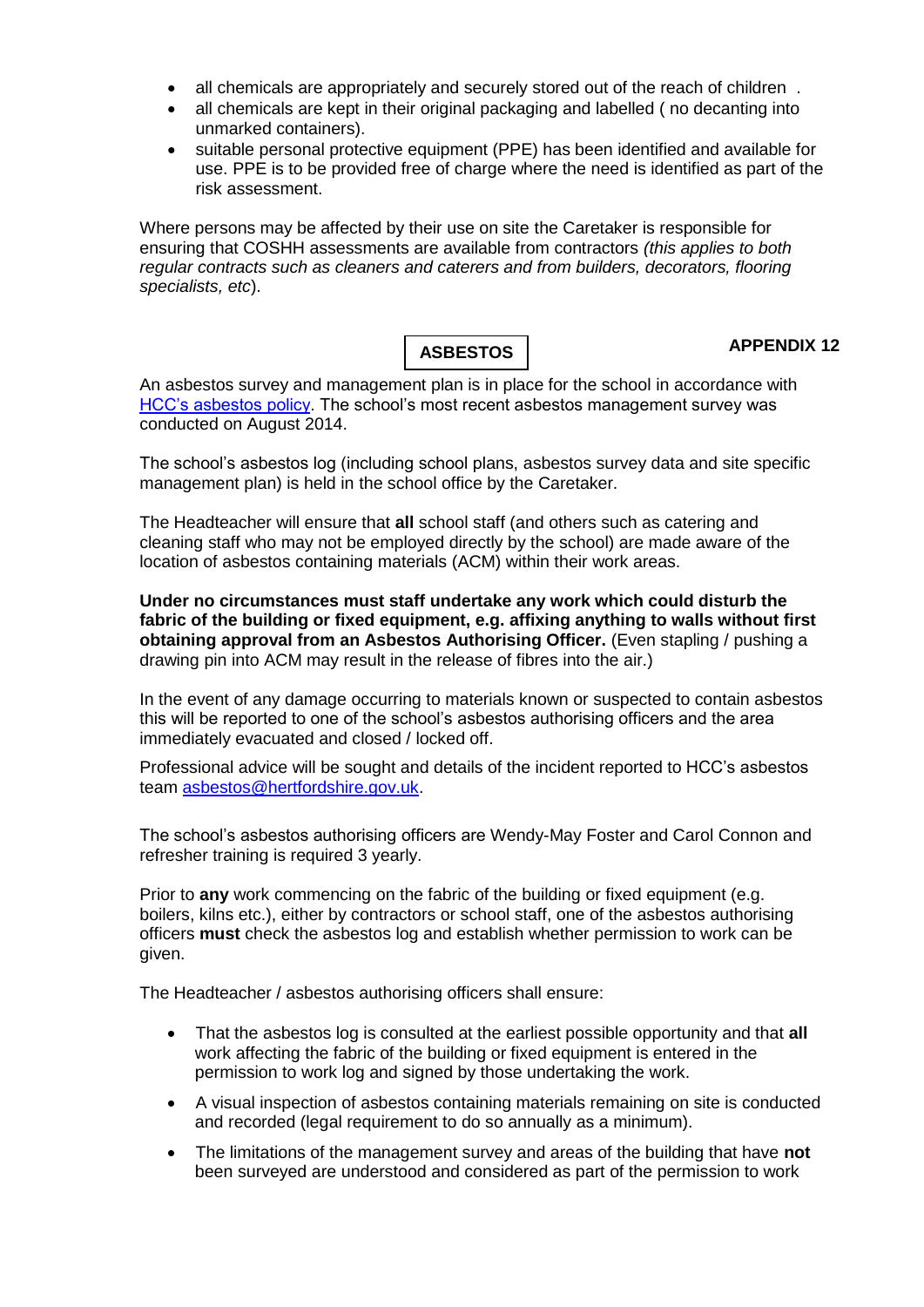- all chemicals are appropriately and securely stored out of the reach of children .
- all chemicals are kept in their original packaging and labelled ( no decanting into unmarked containers).
- suitable personal protective equipment (PPE) has been identified and available for use. PPE is to be provided free of charge where the need is identified as part of the risk assessment.

Where persons may be affected by their use on site the Caretaker is responsible for ensuring that COSHH assessments are available from contractors *(this applies to both regular contracts such as cleaners and caterers and from builders, decorators, flooring specialists, etc*).

## ASBESTOS

**APPENDIX 12**

An asbestos survey and management plan is in place for the school in accordance with HCC's asbestos policy. The school's most recent asbestos management survey was conducted on August 2014.

The school's asbestos log (including school plans, asbestos survey data and site specific management plan) is held in the school office by the Caretaker.

The Headteacher will ensure that **all** school staff (and others such as catering and cleaning staff who may not be employed directly by the school) are made aware of the location of asbestos containing materials (ACM) within their work areas.

**Under no circumstances must staff undertake any work which could disturb the fabric of the building or fixed equipment, e.g. affixing anything to walls without first obtaining approval from an Asbestos Authorising Officer.** (Even stapling / pushing a drawing pin into ACM may result in the release of fibres into the air.)

In the event of any damage occurring to materials known or suspected to contain asbestos this will be reported to one of the school's asbestos authorising officers and the area immediately evacuated and closed / locked off.

Professional advice will be sought and details of the incident reported to HCC's asbestos team asbestos@hertfordshire.gov.uk.

The school's asbestos authorising officers are Wendy-May Foster and Carol Connon and refresher training is required 3 yearly.

Prior to **any** work commencing on the fabric of the building or fixed equipment (e.g. boilers, kilns etc.), either by contractors or school staff, one of the asbestos authorising officers **must** check the asbestos log and establish whether permission to work can be given.

The Headteacher / asbestos authorising officers shall ensure:

- That the asbestos log is consulted at the earliest possible opportunity and that **all** work affecting the fabric of the building or fixed equipment is entered in the permission to work log and signed by those undertaking the work.
- A visual inspection of asbestos containing materials remaining on site is conducted and recorded (legal requirement to do so annually as a minimum).
- The limitations of the management survey and areas of the building that have **not** been surveyed are understood and considered as part of the permission to work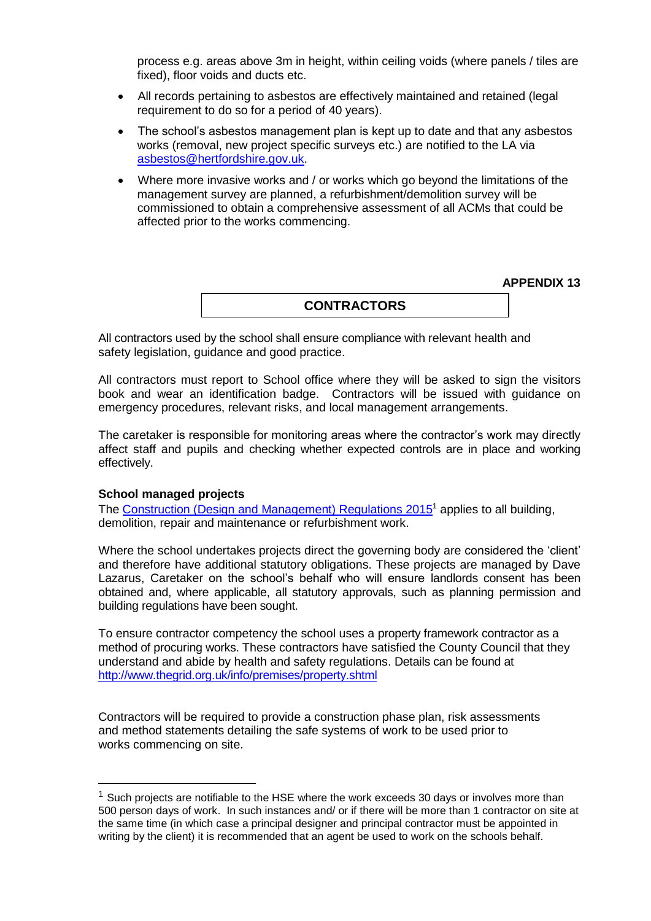process e.g. areas above 3m in height, within ceiling voids (where panels / tiles are fixed), floor voids and ducts etc.

- All records pertaining to asbestos are effectively maintained and retained (legal requirement to do so for a period of 40 years).
- The school's asbestos management plan is kept up to date and that any asbestos works (removal, new project specific surveys etc.) are notified to the LA via asbestos@hertfordshire.gov.uk.
- Where more invasive works and / or works which go beyond the limitations of the management survey are planned, a refurbishment/demolition survey will be commissioned to obtain a comprehensive assessment of all ACMs that could be affected prior to the works commencing.

**APPENDIX 13**

## CONTRACTORS

All contractors used by the school shall ensure compliance with relevant health and safety legislation, guidance and good practice.

All contractors must report to School office where they will be asked to sign the visitors book and wear an identification badge. Contractors will be issued with guidance on emergency procedures, relevant risks, and local management arrangements.

The caretaker is responsible for monitoring areas where the contractor's work may directly affect staff and pupils and checking whether expected controls are in place and working effectively.

**School managed projects**

The Construction (Design and Management) Regulations 2015[1] applies to all building, demolition, repair and maintenance or refurbishment work.

Where the school undertakes projects direct the governing body are considered the 'client' and therefore have additional statutory obligations. These projects are managed by Dave Lazarus, Caretaker on the school's behalf who will ensure landlords consent has been obtained and, where applicable, all statutory approvals, such as planning permission and building regulations have been sought.

To ensure contractor competency the school uses a property framework contractor as a method of procuring works. These contractors have satisfied the County Council that they understand and abide by health and safety regulations. Details can be found at http://www.thegrid.org.uk/info/premises/property.shtml

Contractors will be required to provide a construction phase plan, risk assessments and method statements detailing the safe systems of work to be used prior to works commencing on site.

---

[1] Such projects are notifiable to the HSE where the work exceeds 30 days or involves more than 500 person days of work. In such instances and/ or if there will be more than 1 contractor on site at the same time (in which case a principal designer and principal contractor must be appointed in writing by the client) it is recommended that an agent be used to work on the schools behalf.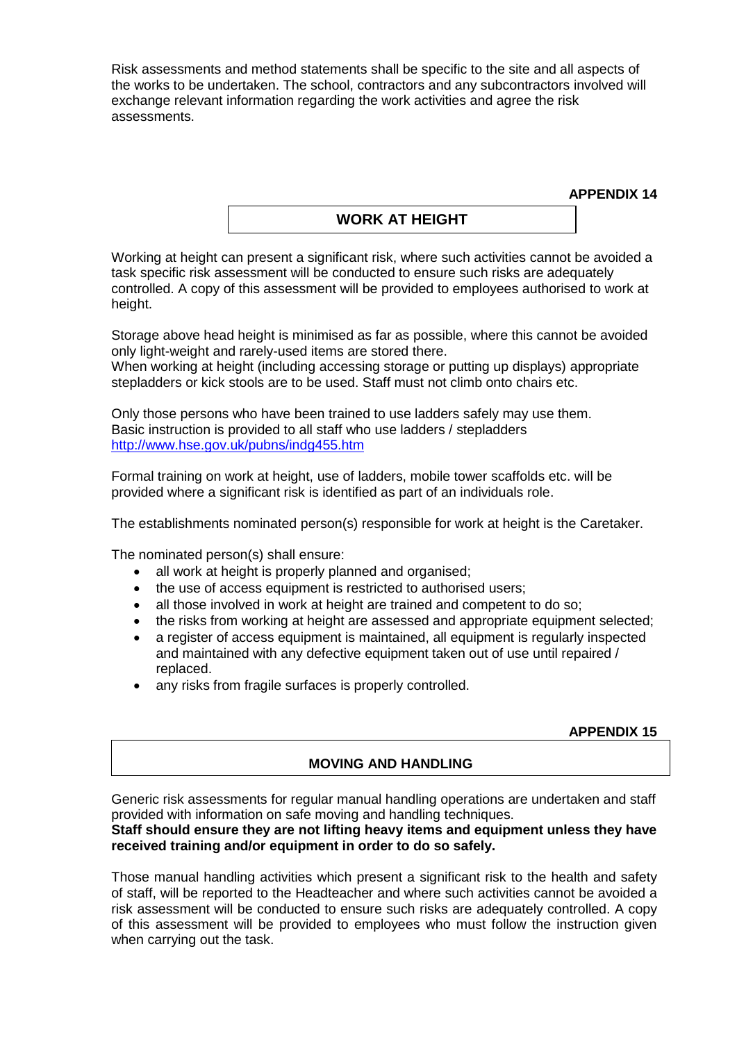Risk assessments and method statements shall be specific to the site and all aspects of the works to be undertaken. The school, contractors and any subcontractors involved will exchange relevant information regarding the work activities and agree the risk assessments.

**APPENDIX 14**

## WORK AT HEIGHT

Working at height can present a significant risk, where such activities cannot be avoided a task specific risk assessment will be conducted to ensure such risks are adequately controlled. A copy of this assessment will be provided to employees authorised to work at height.

Storage above head height is minimised as far as possible, where this cannot be avoided only light-weight and rarely-used items are stored there.
When working at height (including accessing storage or putting up displays) appropriate stepladders or kick stools are to be used. Staff must not climb onto chairs etc.

Only those persons who have been trained to use ladders safely may use them.
Basic instruction is provided to all staff who use ladders / stepladders
http://www.hse.gov.uk/pubns/indg455.htm

Formal training on work at height, use of ladders, mobile tower scaffolds etc. will be provided where a significant risk is identified as part of an individuals role.

The establishments nominated person(s) responsible for work at height is the Caretaker.

The nominated person(s) shall ensure:

- all work at height is properly planned and organised;
- the use of access equipment is restricted to authorised users;
- all those involved in work at height are trained and competent to do so;
- the risks from working at height are assessed and appropriate equipment selected;
- a register of access equipment is maintained, all equipment is regularly inspected and maintained with any defective equipment taken out of use until repaired / replaced.
- any risks from fragile surfaces is properly controlled.

**APPENDIX 15**

## MOVING AND HANDLING

Generic risk assessments for regular manual handling operations are undertaken and staff provided with information on safe moving and handling techniques.
**Staff should ensure they are not lifting heavy items and equipment unless they have received training and/or equipment in order to do so safely.**

Those manual handling activities which present a significant risk to the health and safety of staff, will be reported to the Headteacher and where such activities cannot be avoided a risk assessment will be conducted to ensure such risks are adequately controlled. A copy of this assessment will be provided to employees who must follow the instruction given when carrying out the task.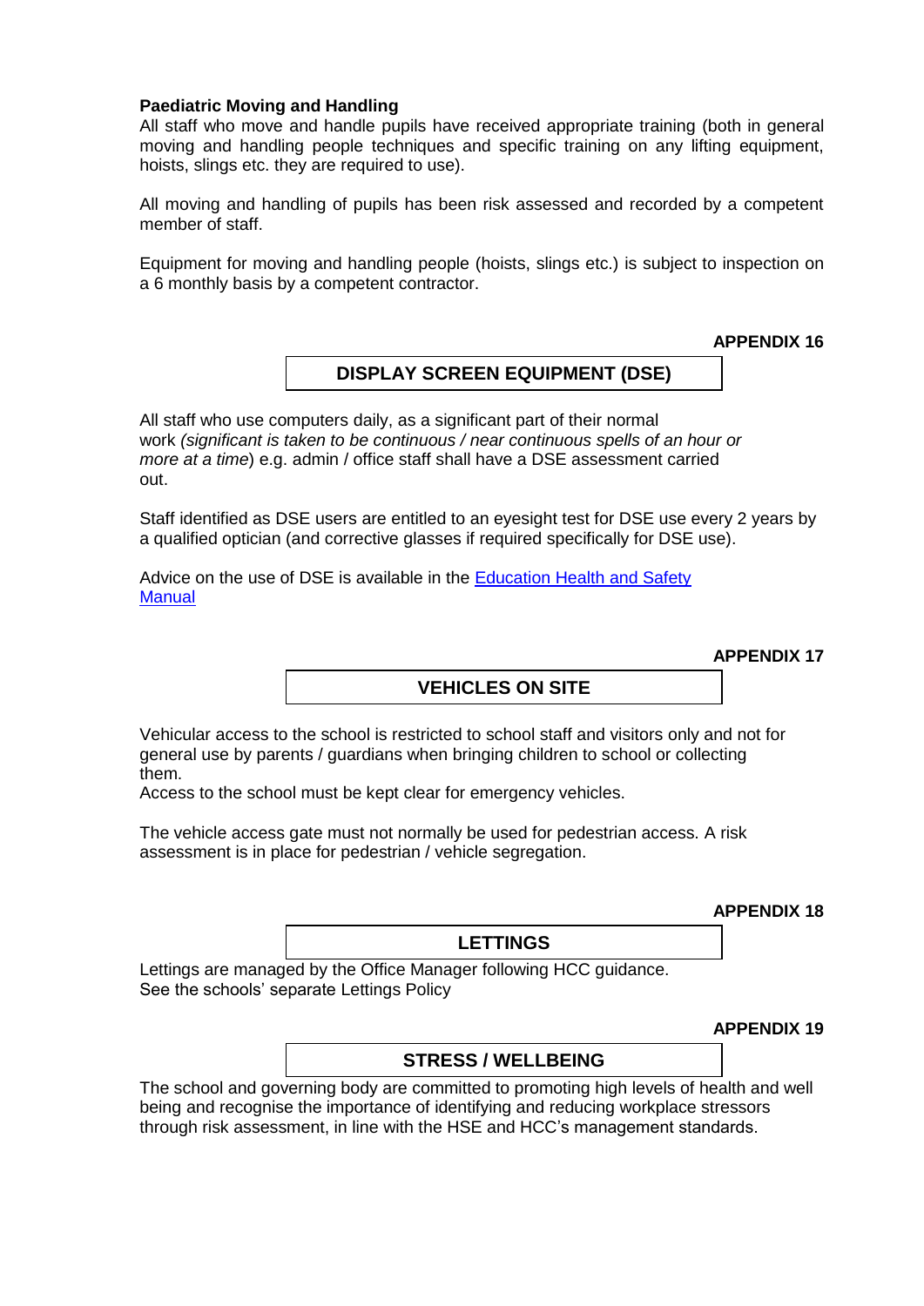**Paediatric Moving and Handling**

All staff who move and handle pupils have received appropriate training (both in general moving and handling people techniques and specific training on any lifting equipment, hoists, slings etc. they are required to use).

All moving and handling of pupils has been risk assessed and recorded by a competent member of staff.

Equipment for moving and handling people (hoists, slings etc.) is subject to inspection on a 6 monthly basis by a competent contractor.

**APPENDIX 16**

## DISPLAY SCREEN EQUIPMENT (DSE)

All staff who use computers daily, as a significant part of their normal work *(significant is taken to be continuous / near continuous spells of an hour or more at a time*) e.g. admin / office staff shall have a DSE assessment carried out.

Staff identified as DSE users are entitled to an eyesight test for DSE use every 2 years by a qualified optician (and corrective glasses if required specifically for DSE use).

Advice on the use of DSE is available in the [Education Health and Safety Manual]()

**APPENDIX 17**

## VEHICLES ON SITE

Vehicular access to the school is restricted to school staff and visitors only and not for general use by parents / guardians when bringing children to school or collecting them.

Access to the school must be kept clear for emergency vehicles.

The vehicle access gate must not normally be used for pedestrian access. A risk assessment is in place for pedestrian / vehicle segregation.

**APPENDIX 18**

## LETTINGS

Lettings are managed by the Office Manager following HCC guidance.
See the schools' separate Lettings Policy

**APPENDIX 19**

## STRESS / WELLBEING

The school and governing body are committed to promoting high levels of health and well being and recognise the importance of identifying and reducing workplace stressors through risk assessment, in line with the HSE and HCC's management standards.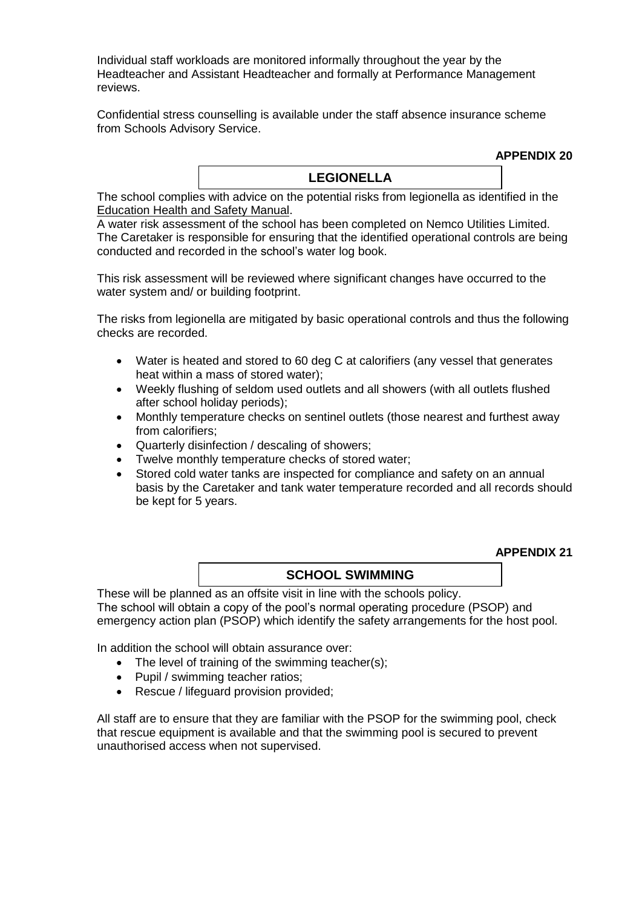Individual staff workloads are monitored informally throughout the year by the Headteacher and Assistant Headteacher and formally at Performance Management reviews.

Confidential stress counselling is available under the staff absence insurance scheme from Schools Advisory Service.

**APPENDIX 20**

## LEGIONELLA

The school complies with advice on the potential risks from legionella as identified in the Education Health and Safety Manual.
A water risk assessment of the school has been completed on Nemco Utilities Limited. The Caretaker is responsible for ensuring that the identified operational controls are being conducted and recorded in the school's water log book.

This risk assessment will be reviewed where significant changes have occurred to the water system and/ or building footprint.

The risks from legionella are mitigated by basic operational controls and thus the following checks are recorded.

- Water is heated and stored to 60 deg C at calorifiers (any vessel that generates heat within a mass of stored water);
- Weekly flushing of seldom used outlets and all showers (with all outlets flushed after school holiday periods);
- Monthly temperature checks on sentinel outlets (those nearest and furthest away from calorifiers;
- Quarterly disinfection / descaling of showers;
- Twelve monthly temperature checks of stored water;
- Stored cold water tanks are inspected for compliance and safety on an annual basis by the Caretaker and tank water temperature recorded and all records should be kept for 5 years.

**APPENDIX 21**

## SCHOOL SWIMMING

These will be planned as an offsite visit in line with the schools policy.
The school will obtain a copy of the pool's normal operating procedure (PSOP) and emergency action plan (PSOP) which identify the safety arrangements for the host pool.

In addition the school will obtain assurance over:

- The level of training of the swimming teacher(s);
- Pupil / swimming teacher ratios;
- Rescue / lifeguard provision provided;

All staff are to ensure that they are familiar with the PSOP for the swimming pool, check that rescue equipment is available and that the swimming pool is secured to prevent unauthorised access when not supervised.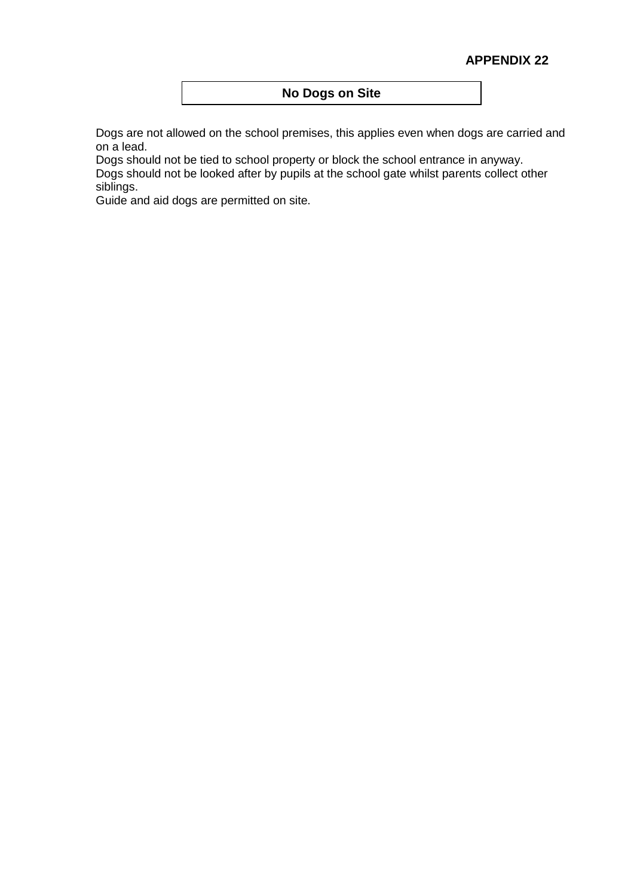**APPENDIX 22**

## No Dogs on Site

Dogs are not allowed on the school premises, this applies even when dogs are carried and on a lead.
Dogs should not be tied to school property or block the school entrance in anyway.
Dogs should not be looked after by pupils at the school gate whilst parents collect other siblings.
Guide and aid dogs are permitted on site.